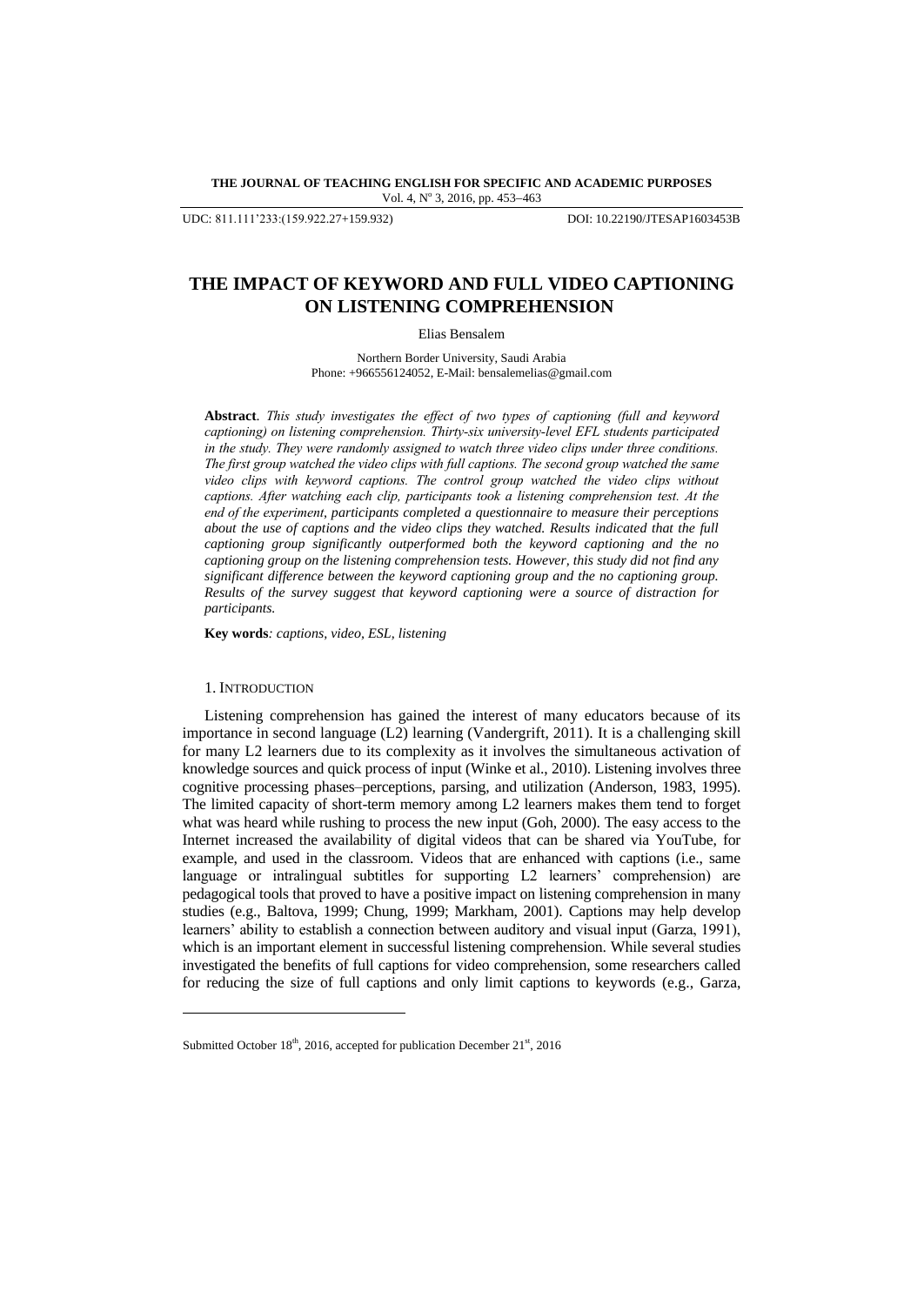UDC: 811.111'233:(159.922.27+159.932) DOI: 10.22190/JTESAP1603453B

# THE IMPACT OF KEYWORD AND FULL VIDEO CAPTIONING ON LISTENING COMPREHENSION

Elias Bensalem

Northern Border University, Saudi Arabia
Phone: +966556124052, E-Mail: bensalemelias@gmail.com

**Abstract**. *This study investigates the effect of two types of captioning (full and keyword captioning) on listening comprehension. Thirty-six university-level EFL students participated in the study. They were randomly assigned to watch three video clips under three conditions. The first group watched the video clips with full captions. The second group watched the same video clips with keyword captions. The control group watched the video clips without captions. After watching each clip, participants took a listening comprehension test. At the end of the experiment, participants completed a questionnaire to measure their perceptions about the use of captions and the video clips they watched. Results indicated that the full captioning group significantly outperformed both the keyword captioning and the no captioning group on the listening comprehension tests. However, this study did not find any significant difference between the keyword captioning group and the no captioning group. Results of the survey suggest that keyword captioning were a source of distraction for participants.*

**Key words**: *captions, video, ESL, listening*

## 1. Introduction

Listening comprehension has gained the interest of many educators because of its importance in second language (L2) learning (Vandergrift, 2011). It is a challenging skill for many L2 learners due to its complexity as it involves the simultaneous activation of knowledge sources and quick process of input (Winke et al., 2010). Listening involves three cognitive processing phases–perceptions, parsing, and utilization (Anderson, 1983, 1995). The limited capacity of short-term memory among L2 learners makes them tend to forget what was heard while rushing to process the new input (Goh, 2000). The easy access to the Internet increased the availability of digital videos that can be shared via YouTube, for example, and used in the classroom. Videos that are enhanced with captions (i.e., same language or intralingual subtitles for supporting L2 learners' comprehension) are pedagogical tools that proved to have a positive impact on listening comprehension in many studies (e.g., Baltova, 1999; Chung, 1999; Markham, 2001). Captions may help develop learners' ability to establish a connection between auditory and visual input (Garza, 1991), which is an important element in successful listening comprehension. While several studies investigated the benefits of full captions for video comprehension, some researchers called for reducing the size of full captions and only limit captions to keywords (e.g., Garza,

Submitted October 18th, 2016, accepted for publication December 21st, 2016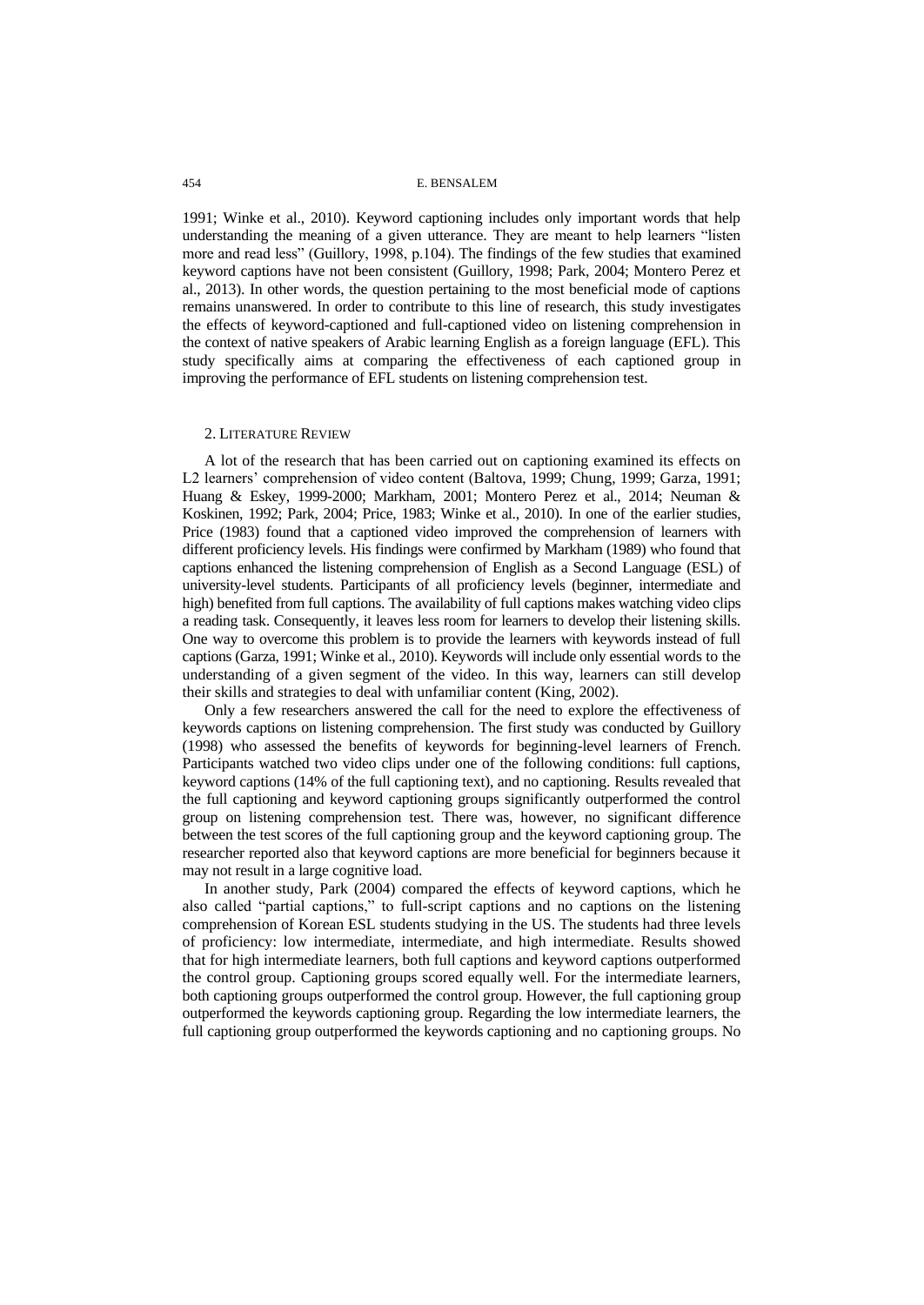1991; Winke et al., 2010). Keyword captioning includes only important words that help understanding the meaning of a given utterance. They are meant to help learners "listen more and read less" (Guillory, 1998, p.104). The findings of the few studies that examined keyword captions have not been consistent (Guillory, 1998; Park, 2004; Montero Perez et al., 2013). In other words, the question pertaining to the most beneficial mode of captions remains unanswered. In order to contribute to this line of research, this study investigates the effects of keyword-captioned and full-captioned video on listening comprehension in the context of native speakers of Arabic learning English as a foreign language (EFL). This study specifically aims at comparing the effectiveness of each captioned group in improving the performance of EFL students on listening comprehension test.

## 2. Literature Review

A lot of the research that has been carried out on captioning examined its effects on L2 learners' comprehension of video content (Baltova, 1999; Chung, 1999; Garza, 1991; Huang & Eskey, 1999-2000; Markham, 2001; Montero Perez et al., 2014; Neuman & Koskinen, 1992; Park, 2004; Price, 1983; Winke et al., 2010). In one of the earlier studies, Price (1983) found that a captioned video improved the comprehension of learners with different proficiency levels. His findings were confirmed by Markham (1989) who found that captions enhanced the listening comprehension of English as a Second Language (ESL) of university-level students. Participants of all proficiency levels (beginner, intermediate and high) benefited from full captions. The availability of full captions makes watching video clips a reading task. Consequently, it leaves less room for learners to develop their listening skills. One way to overcome this problem is to provide the learners with keywords instead of full captions (Garza, 1991; Winke et al., 2010). Keywords will include only essential words to the understanding of a given segment of the video. In this way, learners can still develop their skills and strategies to deal with unfamiliar content (King, 2002).

Only a few researchers answered the call for the need to explore the effectiveness of keywords captions on listening comprehension. The first study was conducted by Guillory (1998) who assessed the benefits of keywords for beginning-level learners of French. Participants watched two video clips under one of the following conditions: full captions, keyword captions (14% of the full captioning text), and no captioning. Results revealed that the full captioning and keyword captioning groups significantly outperformed the control group on listening comprehension test. There was, however, no significant difference between the test scores of the full captioning group and the keyword captioning group. The researcher reported also that keyword captions are more beneficial for beginners because it may not result in a large cognitive load.

In another study, Park (2004) compared the effects of keyword captions, which he also called "partial captions," to full-script captions and no captions on the listening comprehension of Korean ESL students studying in the US. The students had three levels of proficiency: low intermediate, intermediate, and high intermediate. Results showed that for high intermediate learners, both full captions and keyword captions outperformed the control group. Captioning groups scored equally well. For the intermediate learners, both captioning groups outperformed the control group. However, the full captioning group outperformed the keywords captioning group. Regarding the low intermediate learners, the full captioning group outperformed the keywords captioning and no captioning groups. No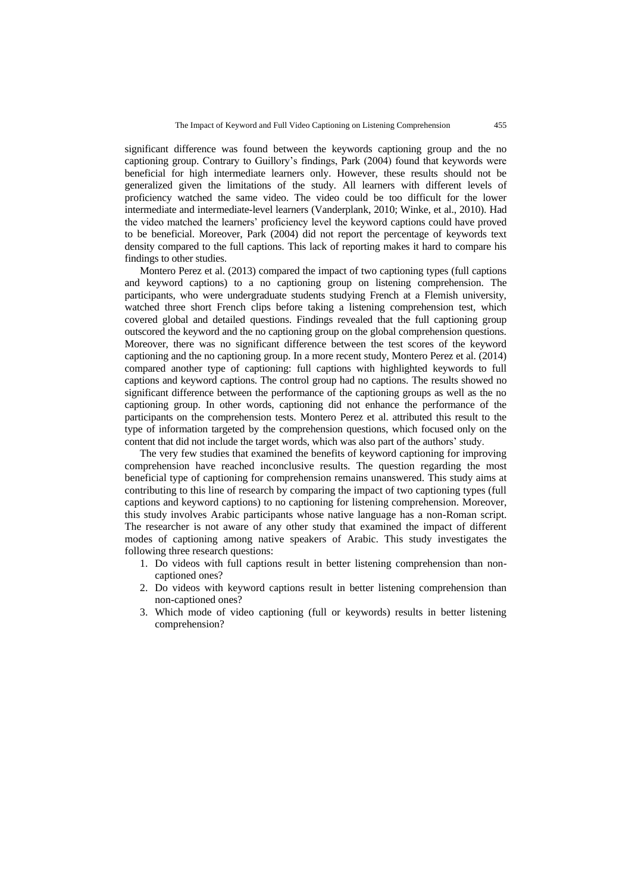significant difference was found between the keywords captioning group and the no captioning group. Contrary to Guillory's findings, Park (2004) found that keywords were beneficial for high intermediate learners only. However, these results should not be generalized given the limitations of the study. All learners with different levels of proficiency watched the same video. The video could be too difficult for the lower intermediate and intermediate-level learners (Vanderplank, 2010; Winke, et al., 2010). Had the video matched the learners' proficiency level the keyword captions could have proved to be beneficial. Moreover, Park (2004) did not report the percentage of keywords text density compared to the full captions. This lack of reporting makes it hard to compare his findings to other studies.

Montero Perez et al. (2013) compared the impact of two captioning types (full captions and keyword captions) to a no captioning group on listening comprehension. The participants, who were undergraduate students studying French at a Flemish university, watched three short French clips before taking a listening comprehension test, which covered global and detailed questions. Findings revealed that the full captioning group outscored the keyword and the no captioning group on the global comprehension questions. Moreover, there was no significant difference between the test scores of the keyword captioning and the no captioning group. In a more recent study, Montero Perez et al. (2014) compared another type of captioning: full captions with highlighted keywords to full captions and keyword captions. The control group had no captions. The results showed no significant difference between the performance of the captioning groups as well as the no captioning group. In other words, captioning did not enhance the performance of the participants on the comprehension tests. Montero Perez et al. attributed this result to the type of information targeted by the comprehension questions, which focused only on the content that did not include the target words, which was also part of the authors' study.

The very few studies that examined the benefits of keyword captioning for improving comprehension have reached inconclusive results. The question regarding the most beneficial type of captioning for comprehension remains unanswered. This study aims at contributing to this line of research by comparing the impact of two captioning types (full captions and keyword captions) to no captioning for listening comprehension. Moreover, this study involves Arabic participants whose native language has a non-Roman script. The researcher is not aware of any other study that examined the impact of different modes of captioning among native speakers of Arabic. This study investigates the following three research questions:

1. Do videos with full captions result in better listening comprehension than non-captioned ones?
2. Do videos with keyword captions result in better listening comprehension than non-captioned ones?
3. Which mode of video captioning (full or keywords) results in better listening comprehension?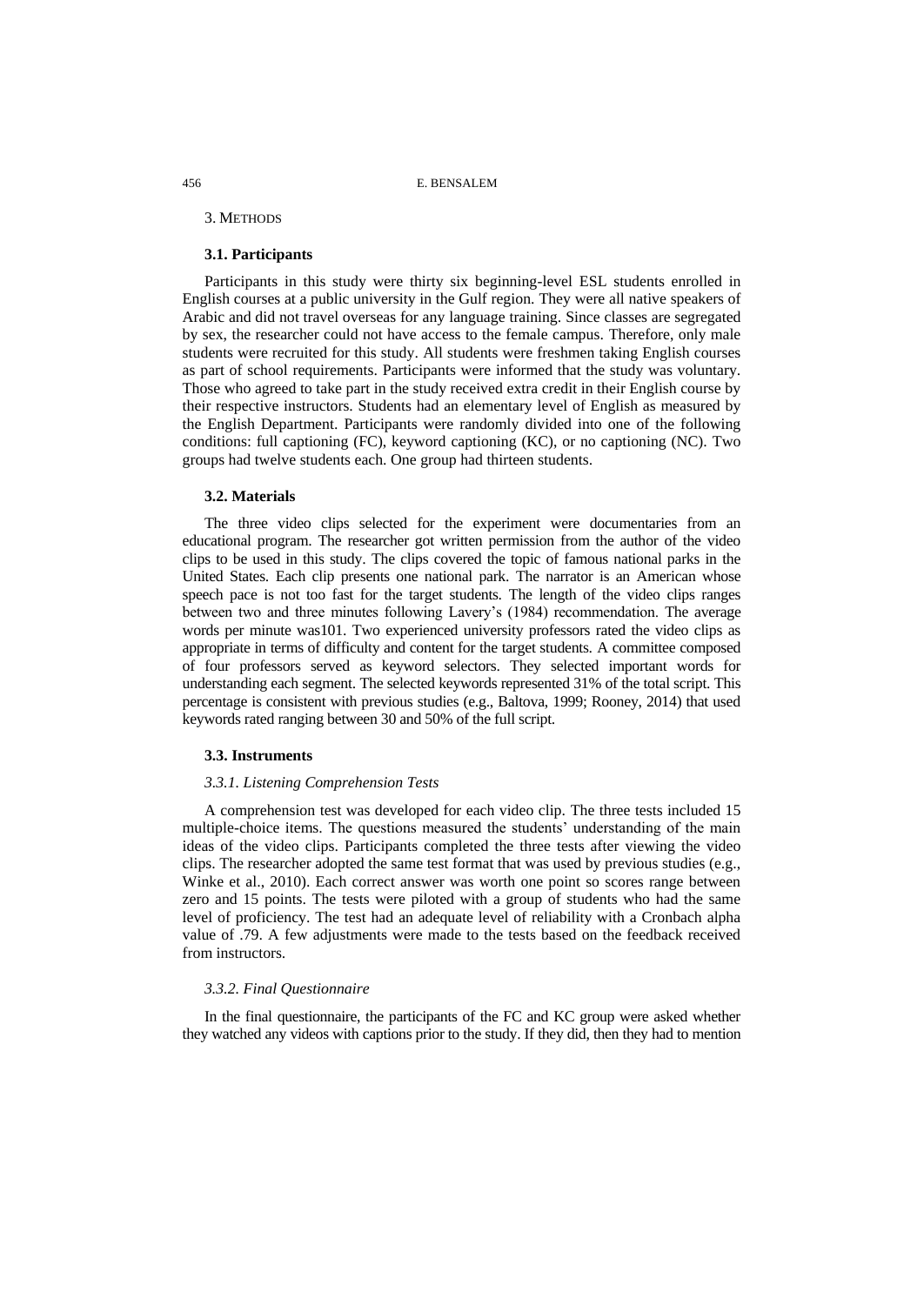## 3. Methods

### 3.1. Participants

Participants in this study were thirty six beginning-level ESL students enrolled in English courses at a public university in the Gulf region. They were all native speakers of Arabic and did not travel overseas for any language training. Since classes are segregated by sex, the researcher could not have access to the female campus. Therefore, only male students were recruited for this study. All students were freshmen taking English courses as part of school requirements. Participants were informed that the study was voluntary. Those who agreed to take part in the study received extra credit in their English course by their respective instructors. Students had an elementary level of English as measured by the English Department. Participants were randomly divided into one of the following conditions: full captioning (FC), keyword captioning (KC), or no captioning (NC). Two groups had twelve students each. One group had thirteen students.

### 3.2. Materials

The three video clips selected for the experiment were documentaries from an educational program. The researcher got written permission from the author of the video clips to be used in this study. The clips covered the topic of famous national parks in the United States. Each clip presents one national park. The narrator is an American whose speech pace is not too fast for the target students. The length of the video clips ranges between two and three minutes following Lavery's (1984) recommendation. The average words per minute was101. Two experienced university professors rated the video clips as appropriate in terms of difficulty and content for the target students. A committee composed of four professors served as keyword selectors. They selected important words for understanding each segment. The selected keywords represented 31% of the total script. This percentage is consistent with previous studies (e.g., Baltova, 1999; Rooney, 2014) that used keywords rated ranging between 30 and 50% of the full script.

### 3.3. Instruments

#### *3.3.1. Listening Comprehension Tests*

A comprehension test was developed for each video clip. The three tests included 15 multiple-choice items. The questions measured the students' understanding of the main ideas of the video clips. Participants completed the three tests after viewing the video clips. The researcher adopted the same test format that was used by previous studies (e.g., Winke et al., 2010). Each correct answer was worth one point so scores range between zero and 15 points. The tests were piloted with a group of students who had the same level of proficiency. The test had an adequate level of reliability with a Cronbach alpha value of .79. A few adjustments were made to the tests based on the feedback received from instructors.

#### *3.3.2. Final Questionnaire*

In the final questionnaire, the participants of the FC and KC group were asked whether they watched any videos with captions prior to the study. If they did, then they had to mention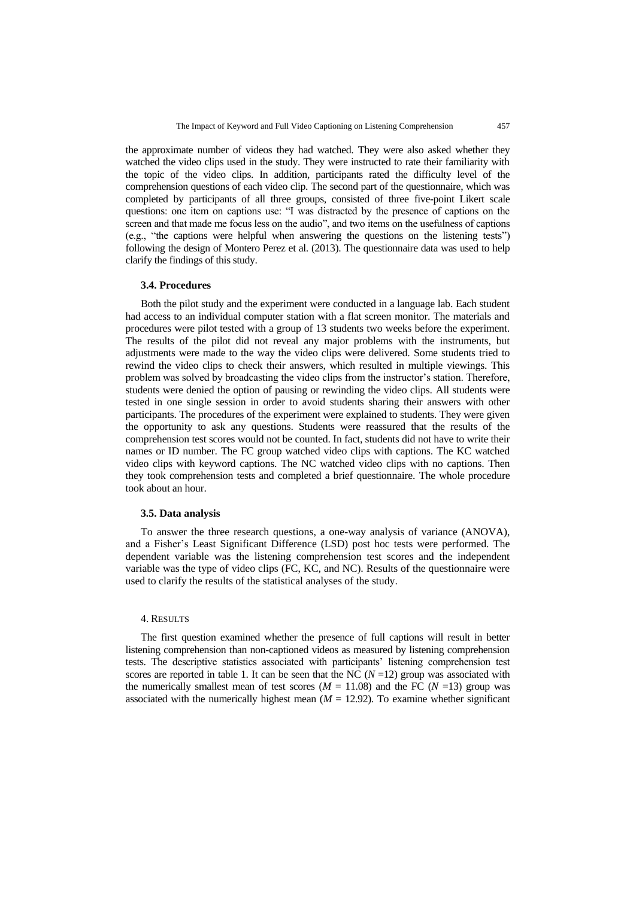the approximate number of videos they had watched. They were also asked whether they watched the video clips used in the study. They were instructed to rate their familiarity with the topic of the video clips. In addition, participants rated the difficulty level of the comprehension questions of each video clip. The second part of the questionnaire, which was completed by participants of all three groups, consisted of three five-point Likert scale questions: one item on captions use: "I was distracted by the presence of captions on the screen and that made me focus less on the audio", and two items on the usefulness of captions (e.g., "the captions were helpful when answering the questions on the listening tests") following the design of Montero Perez et al. (2013). The questionnaire data was used to help clarify the findings of this study.

### 3.4. Procedures

Both the pilot study and the experiment were conducted in a language lab. Each student had access to an individual computer station with a flat screen monitor. The materials and procedures were pilot tested with a group of 13 students two weeks before the experiment. The results of the pilot did not reveal any major problems with the instruments, but adjustments were made to the way the video clips were delivered. Some students tried to rewind the video clips to check their answers, which resulted in multiple viewings. This problem was solved by broadcasting the video clips from the instructor's station. Therefore, students were denied the option of pausing or rewinding the video clips. All students were tested in one single session in order to avoid students sharing their answers with other participants. The procedures of the experiment were explained to students. They were given the opportunity to ask any questions. Students were reassured that the results of the comprehension test scores would not be counted. In fact, students did not have to write their names or ID number. The FC group watched video clips with captions. The KC watched video clips with keyword captions. The NC watched video clips with no captions. Then they took comprehension tests and completed a brief questionnaire. The whole procedure took about an hour.

### 3.5. Data analysis

To answer the three research questions, a one-way analysis of variance (ANOVA), and a Fisher's Least Significant Difference (LSD) post hoc tests were performed. The dependent variable was the listening comprehension test scores and the independent variable was the type of video clips (FC, KC, and NC). Results of the questionnaire were used to clarify the results of the statistical analyses of the study.

## 4. Results

The first question examined whether the presence of full captions will result in better listening comprehension than non-captioned videos as measured by listening comprehension tests. The descriptive statistics associated with participants' listening comprehension test scores are reported in table 1. It can be seen that the NC ($N$ =12) group was associated with the numerically smallest mean of test scores ($M$ = 11.08) and the FC ($N$ =13) group was associated with the numerically highest mean ($M$ = 12.92). To examine whether significant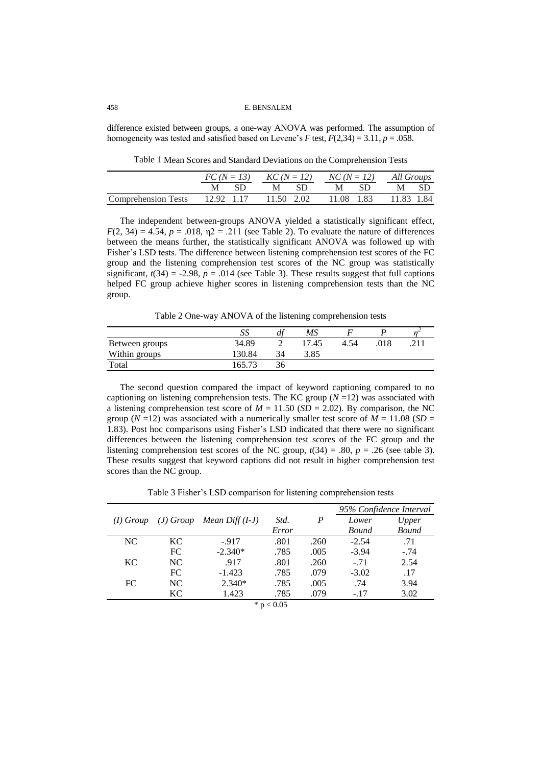difference existed between groups, a one-way ANOVA was performed. The assumption of homogeneity was tested and satisfied based on Levene's $F$ test, $F(2,34) = 3.11$, $p = .058$.

Table 1 Mean Scores and Standard Deviations on the Comprehension Tests

| | *FC (N = 13)* | | *KC (N = 12)* | | *NC (N = 12)* | | *All Groups* | |
|---|---|---|---|---|---|---|---|---|
| | M | SD | M | SD | M | SD | M | SD |
| Comprehension Tests | 12.92 | 1.17 | 11.50 | 2.02 | 11.08 | 1.83 | 11.83 | 1.84 |

The independent between-groups ANOVA yielded a statistically significant effect, $F(2, 34) = 4.54$, $p = .018$, $\eta2 = .211$ (see Table 2). To evaluate the nature of differences between the means further, the statistically significant ANOVA was followed up with Fisher's LSD tests. The difference between listening comprehension test scores of the FC group and the listening comprehension test scores of the NC group was statistically significant, $t(34) = -2.98$, $p = .014$ (see Table 3). These results suggest that full captions helped FC group achieve higher scores in listening comprehension tests than the NC group.

Table 2 One-way ANOVA of the listening comprehension tests

| | *SS* | *df* | *MS* | *F* | *P* | $\eta^2$ |
|---|---|---|---|---|---|---|
| Between groups | 34.89 | 2 | 17.45 | 4.54 | .018 | .211 |
| Within groups | 130.84 | 34 | 3.85 | | | |
| Total | 165.73 | 36 | | | | |

The second question compared the impact of keyword captioning compared to no captioning on listening comprehension tests. The KC group ($N$ =12) was associated with a listening comprehension test score of $M = 11.50$ ($SD = 2.02$). By comparison, the NC group ($N$ =12) was associated with a numerically smaller test score of $M = 11.08$ ($SD = 1.83$). Post hoc comparisons using Fisher's LSD indicated that there were no significant differences between the listening comprehension test scores of the FC group and the listening comprehension test scores of the NC group, $t(34) = .80$, $p = .26$ (see table 3). These results suggest that keyword captions did not result in higher comprehension test scores than the NC group.

Table 3 Fisher's LSD comparison for listening comprehension tests

| | | | | | *95% Confidence Interval* | |
|---|---|---|---|---|---|---|
| *(I) Group* | *(J) Group* | *Mean Diff (I-J)* | *Std. Error* | *P* | *Lower Bound* | *Upper Bound* |
| NC | KC | -.917 | .801 | .260 | -2.54 | .71 |
| | FC | -2.340* | .785 | .005 | -3.94 | -.74 |
| KC | NC | .917 | .801 | .260 | -.71 | 2.54 |
| | FC | -1.423 | .785 | .079 | -3.02 | .17 |
| FC | NC | 2.340* | .785 | .005 | .74 | 3.94 |
| | KC | 1.423 | .785 | .079 | -.17 | 3.02 |

* $p < 0.05$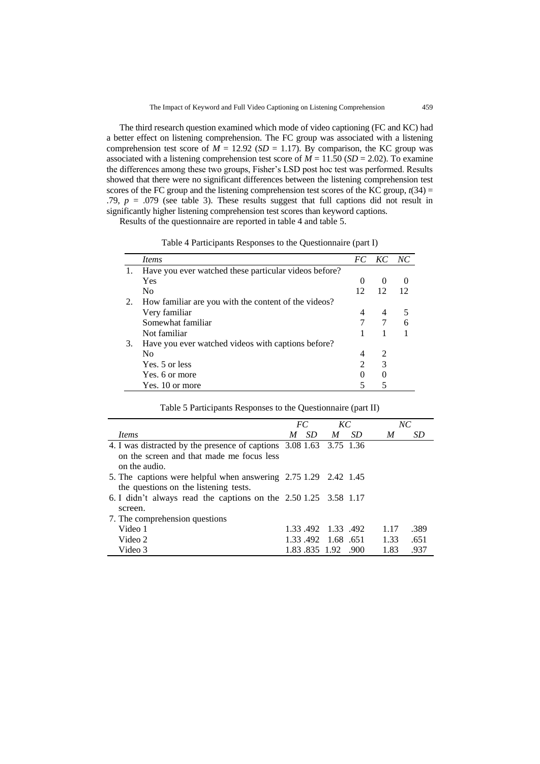The third research question examined which mode of video captioning (FC and KC) had a better effect on listening comprehension. The FC group was associated with a listening comprehension test score of $M$ = 12.92 ($SD$ = 1.17). By comparison, the KC group was associated with a listening comprehension test score of $M$ = 11.50 ($SD$ = 2.02). To examine the differences among these two groups, Fisher's LSD post hoc test was performed. Results showed that there were no significant differences between the listening comprehension test scores of the FC group and the listening comprehension test scores of the KC group, $t(34)$ = .79, $p$ = .079 (see table 3). These results suggest that full captions did not result in significantly higher listening comprehension test scores than keyword captions.

Results of the questionnaire are reported in table 4 and table 5.

Table 4 Participants Responses to the Questionnaire (part I)

| | *Items* | *FC* | *KC* | *NC* |
|---|---|---|---|---|
| 1. | Have you ever watched these particular videos before? | | | |
| | Yes | 0 | 0 | 0 |
| | No | 12 | 12 | 12 |
| 2. | How familiar are you with the content of the videos? | | | |
| | Very familiar | 4 | 4 | 5 |
| | Somewhat familiar | 7 | 7 | 6 |
| | Not familiar | 1 | 1 | 1 |
| 3. | Have you ever watched videos with captions before? | | | |
| | No | 4 | 2 | |
| | Yes. 5 or less | 2 | 3 | |
| | Yes. 6 or more | 0 | 0 | |
| | Yes. 10 or more | 5 | 5 | |

Table 5 Participants Responses to the Questionnaire (part II)

| | *FC* | | *KC* | | *NC* | |
|---|---|---|---|---|---|---|
| *Items* | *M* | *SD* | *M* | *SD* | *M* | *SD* |
| 4. I was distracted by the presence of captions on the screen and that made me focus less on the audio. | 3.08 | 1.63 | 3.75 | 1.36 | | |
| 5. The captions were helpful when answering the questions on the listening tests. | 2.75 | 1.29 | 2.42 | 1.45 | | |
| 6. I didn't always read the captions on the screen. | 2.50 | 1.25 | 3.58 | 1.17 | | |
| 7. The comprehension questions | | | | | | |
| Video 1 | 1.33 | .492 | 1.33 | .492 | 1.17 | .389 |
| Video 2 | 1.33 | .492 | 1.68 | .651 | 1.33 | .651 |
| Video 3 | 1.83 | .835 | 1.92 | .900 | 1.83 | .937 |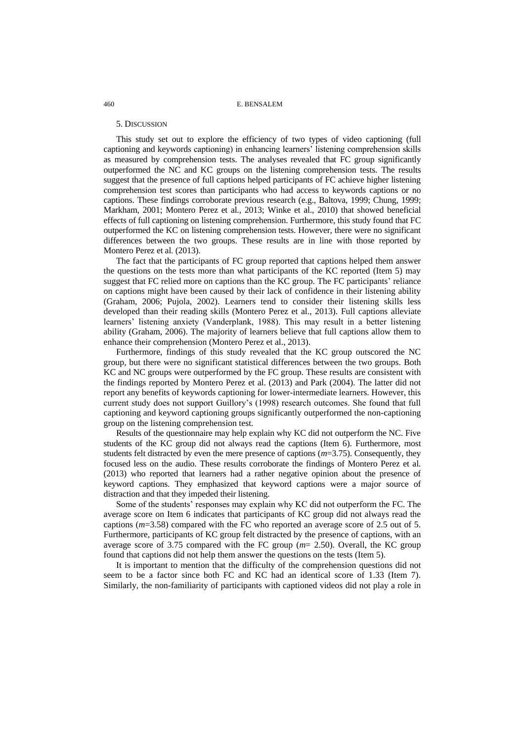## 5. Discussion

This study set out to explore the efficiency of two types of video captioning (full captioning and keywords captioning) in enhancing learners' listening comprehension skills as measured by comprehension tests. The analyses revealed that FC group significantly outperformed the NC and KC groups on the listening comprehension tests. The results suggest that the presence of full captions helped participants of FC achieve higher listening comprehension test scores than participants who had access to keywords captions or no captions. These findings corroborate previous research (e.g., Baltova, 1999; Chung, 1999; Markham, 2001; Montero Perez et al., 2013; Winke et al., 2010) that showed beneficial effects of full captioning on listening comprehension. Furthermore, this study found that FC outperformed the KC on listening comprehension tests. However, there were no significant differences between the two groups. These results are in line with those reported by Montero Perez et al. (2013).

The fact that the participants of FC group reported that captions helped them answer the questions on the tests more than what participants of the KC reported (Item 5) may suggest that FC relied more on captions than the KC group. The FC participants' reliance on captions might have been caused by their lack of confidence in their listening ability (Graham, 2006; Pujola, 2002). Learners tend to consider their listening skills less developed than their reading skills (Montero Perez et al., 2013). Full captions alleviate learners' listening anxiety (Vanderplank, 1988). This may result in a better listening ability (Graham, 2006). The majority of learners believe that full captions allow them to enhance their comprehension (Montero Perez et al., 2013).

Furthermore, findings of this study revealed that the KC group outscored the NC group, but there were no significant statistical differences between the two groups. Both KC and NC groups were outperformed by the FC group. These results are consistent with the findings reported by Montero Perez et al. (2013) and Park (2004). The latter did not report any benefits of keywords captioning for lower-intermediate learners. However, this current study does not support Guillory's (1998) research outcomes. She found that full captioning and keyword captioning groups significantly outperformed the non-captioning group on the listening comprehension test.

Results of the questionnaire may help explain why KC did not outperform the NC. Five students of the KC group did not always read the captions (Item 6). Furthermore, most students felt distracted by even the mere presence of captions ($m$=3.75). Consequently, they focused less on the audio. These results corroborate the findings of Montero Perez et al. (2013) who reported that learners had a rather negative opinion about the presence of keyword captions. They emphasized that keyword captions were a major source of distraction and that they impeded their listening.

Some of the students' responses may explain why KC did not outperform the FC. The average score on Item 6 indicates that participants of KC group did not always read the captions ($m$=3.58) compared with the FC who reported an average score of 2.5 out of 5. Furthermore, participants of KC group felt distracted by the presence of captions, with an average score of 3.75 compared with the FC group ($m$= 2.50). Overall, the KC group found that captions did not help them answer the questions on the tests (Item 5).

It is important to mention that the difficulty of the comprehension questions did not seem to be a factor since both FC and KC had an identical score of 1.33 (Item 7). Similarly, the non-familiarity of participants with captioned videos did not play a role in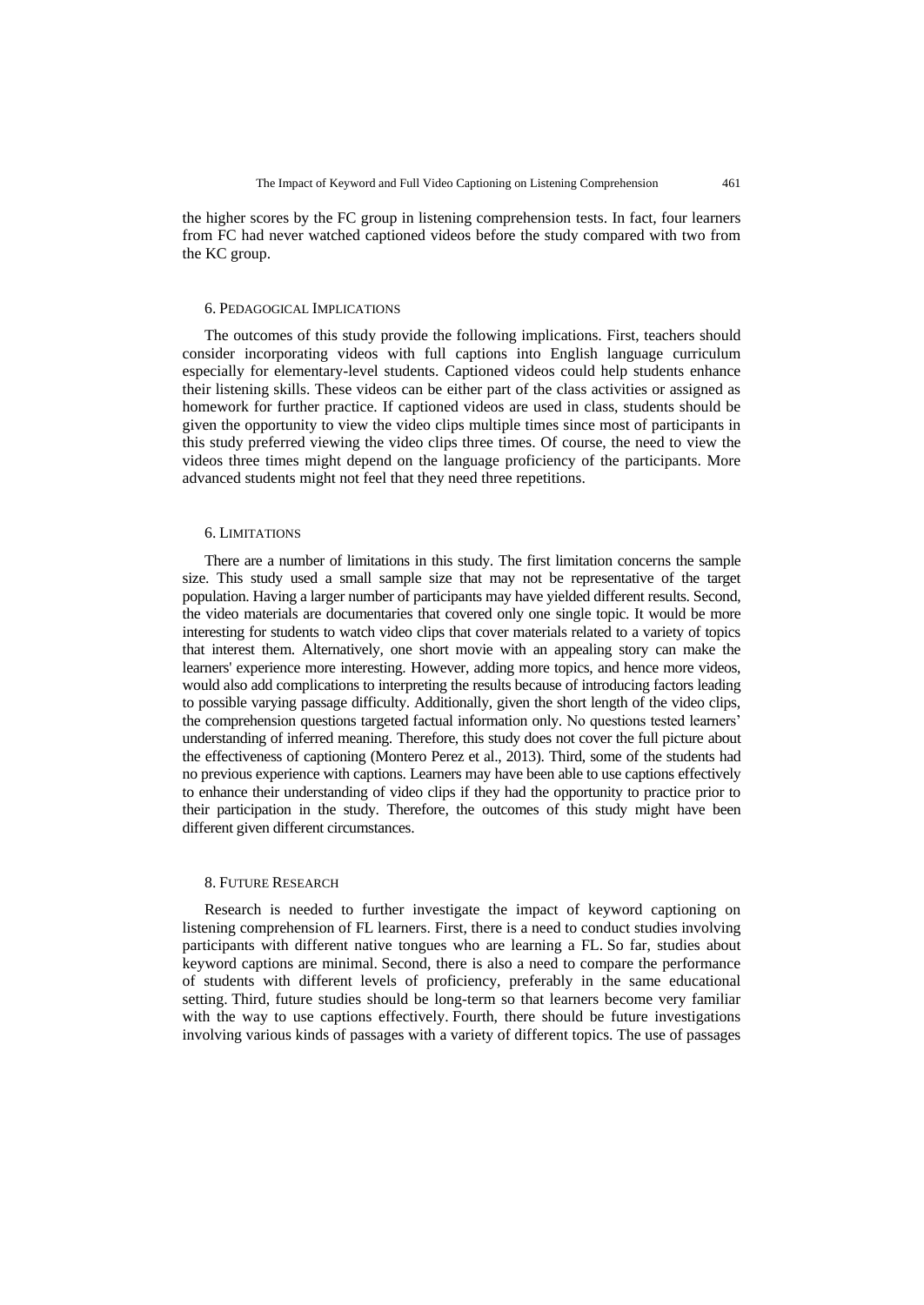the higher scores by the FC group in listening comprehension tests. In fact, four learners from FC had never watched captioned videos before the study compared with two from the KC group.

## 6. Pedagogical Implications

The outcomes of this study provide the following implications. First, teachers should consider incorporating videos with full captions into English language curriculum especially for elementary-level students. Captioned videos could help students enhance their listening skills. These videos can be either part of the class activities or assigned as homework for further practice. If captioned videos are used in class, students should be given the opportunity to view the video clips multiple times since most of participants in this study preferred viewing the video clips three times. Of course, the need to view the videos three times might depend on the language proficiency of the participants. More advanced students might not feel that they need three repetitions.

## 6. Limitations

There are a number of limitations in this study. The first limitation concerns the sample size. This study used a small sample size that may not be representative of the target population. Having a larger number of participants may have yielded different results. Second, the video materials are documentaries that covered only one single topic. It would be more interesting for students to watch video clips that cover materials related to a variety of topics that interest them. Alternatively, one short movie with an appealing story can make the learners' experience more interesting. However, adding more topics, and hence more videos, would also add complications to interpreting the results because of introducing factors leading to possible varying passage difficulty. Additionally, given the short length of the video clips, the comprehension questions targeted factual information only. No questions tested learners' understanding of inferred meaning. Therefore, this study does not cover the full picture about the effectiveness of captioning (Montero Perez et al., 2013). Third, some of the students had no previous experience with captions. Learners may have been able to use captions effectively to enhance their understanding of video clips if they had the opportunity to practice prior to their participation in the study. Therefore, the outcomes of this study might have been different given different circumstances.

## 8. Future Research

Research is needed to further investigate the impact of keyword captioning on listening comprehension of FL learners. First, there is a need to conduct studies involving participants with different native tongues who are learning a FL. So far, studies about keyword captions are minimal. Second, there is also a need to compare the performance of students with different levels of proficiency, preferably in the same educational setting. Third, future studies should be long-term so that learners become very familiar with the way to use captions effectively. Fourth, there should be future investigations involving various kinds of passages with a variety of different topics. The use of passages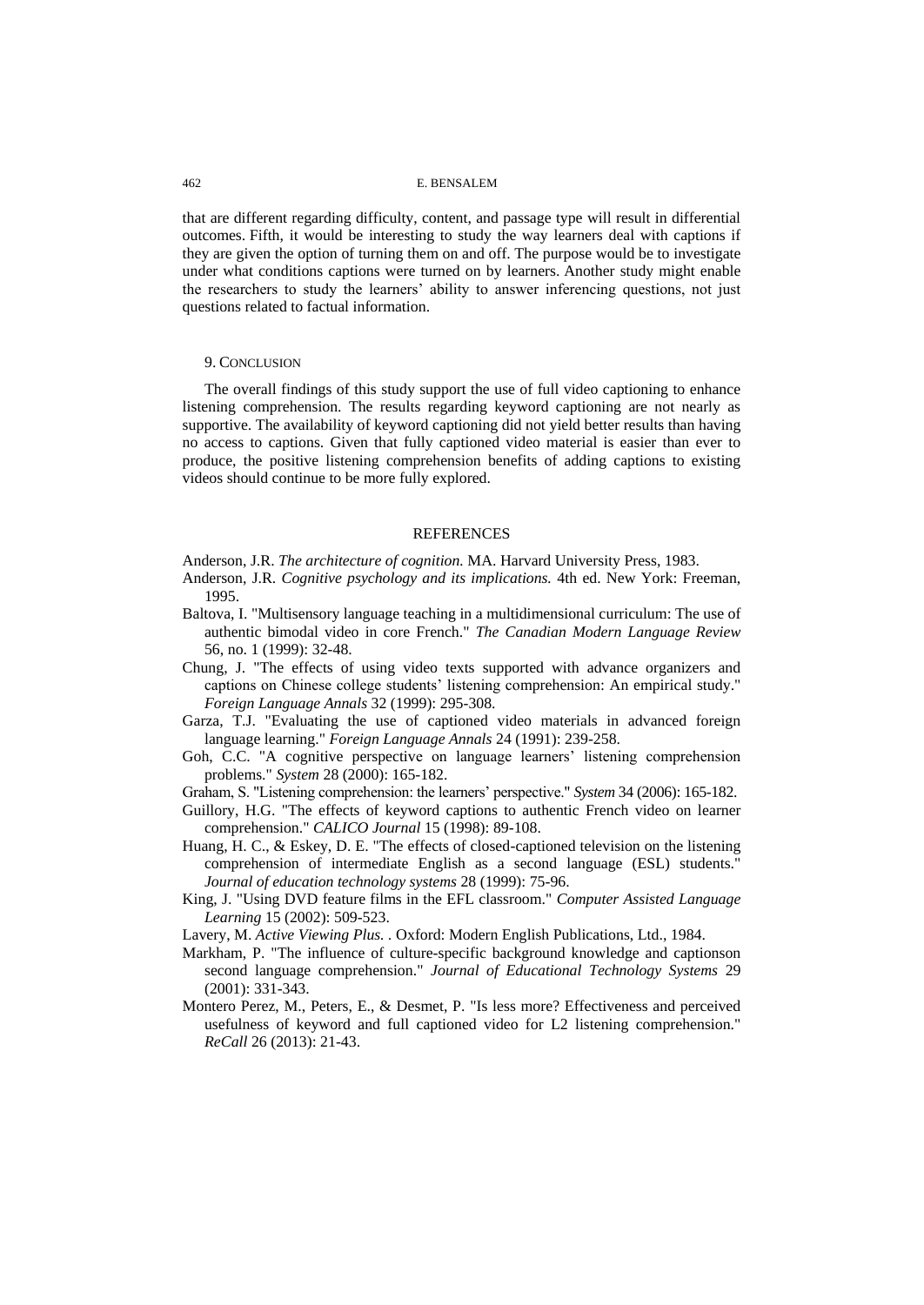that are different regarding difficulty, content, and passage type will result in differential outcomes. Fifth, it would be interesting to study the way learners deal with captions if they are given the option of turning them on and off. The purpose would be to investigate under what conditions captions were turned on by learners. Another study might enable the researchers to study the learners' ability to answer inferencing questions, not just questions related to factual information.

## 9. Conclusion

The overall findings of this study support the use of full video captioning to enhance listening comprehension. The results regarding keyword captioning are not nearly as supportive. The availability of keyword captioning did not yield better results than having no access to captions. Given that fully captioned video material is easier than ever to produce, the positive listening comprehension benefits of adding captions to existing videos should continue to be more fully explored.

## REFERENCES

Anderson, J.R. *The architecture of cognition.* MA. Harvard University Press, 1983.

Anderson, J.R. *Cognitive psychology and its implications.* 4th ed. New York: Freeman, 1995.

Baltova, I. "Multisensory language teaching in a multidimensional curriculum: The use of authentic bimodal video in core French." *The Canadian Modern Language Review* 56, no. 1 (1999): 32-48.

Chung, J. "The effects of using video texts supported with advance organizers and captions on Chinese college students' listening comprehension: An empirical study." *Foreign Language Annals* 32 (1999): 295-308.

Garza, T.J. "Evaluating the use of captioned video materials in advanced foreign language learning." *Foreign Language Annals* 24 (1991): 239-258.

Goh, C.C. "A cognitive perspective on language learners' listening comprehension problems." *System* 28 (2000): 165-182.

Graham, S. "Listening comprehension: the learners' perspective." *System* 34 (2006): 165-182.

Guillory, H.G. "The effects of keyword captions to authentic French video on learner comprehension." *CALICO Journal* 15 (1998): 89-108.

Huang, H. C., & Eskey, D. E. "The effects of closed-captioned television on the listening comprehension of intermediate English as a second language (ESL) students." *Journal of education technology systems* 28 (1999): 75-96.

King, J. "Using DVD feature films in the EFL classroom." *Computer Assisted Language Learning* 15 (2002): 509-523.

Lavery, M. *Active Viewing Plus.* . Oxford: Modern English Publications, Ltd., 1984.

Markham, P. "The influence of culture-specific background knowledge and captionson second language comprehension." *Journal of Educational Technology Systems* 29 (2001): 331-343.

Montero Perez, M., Peters, E., & Desmet, P. "Is less more? Effectiveness and perceived usefulness of keyword and full captioned video for L2 listening comprehension." *ReCall* 26 (2013): 21-43.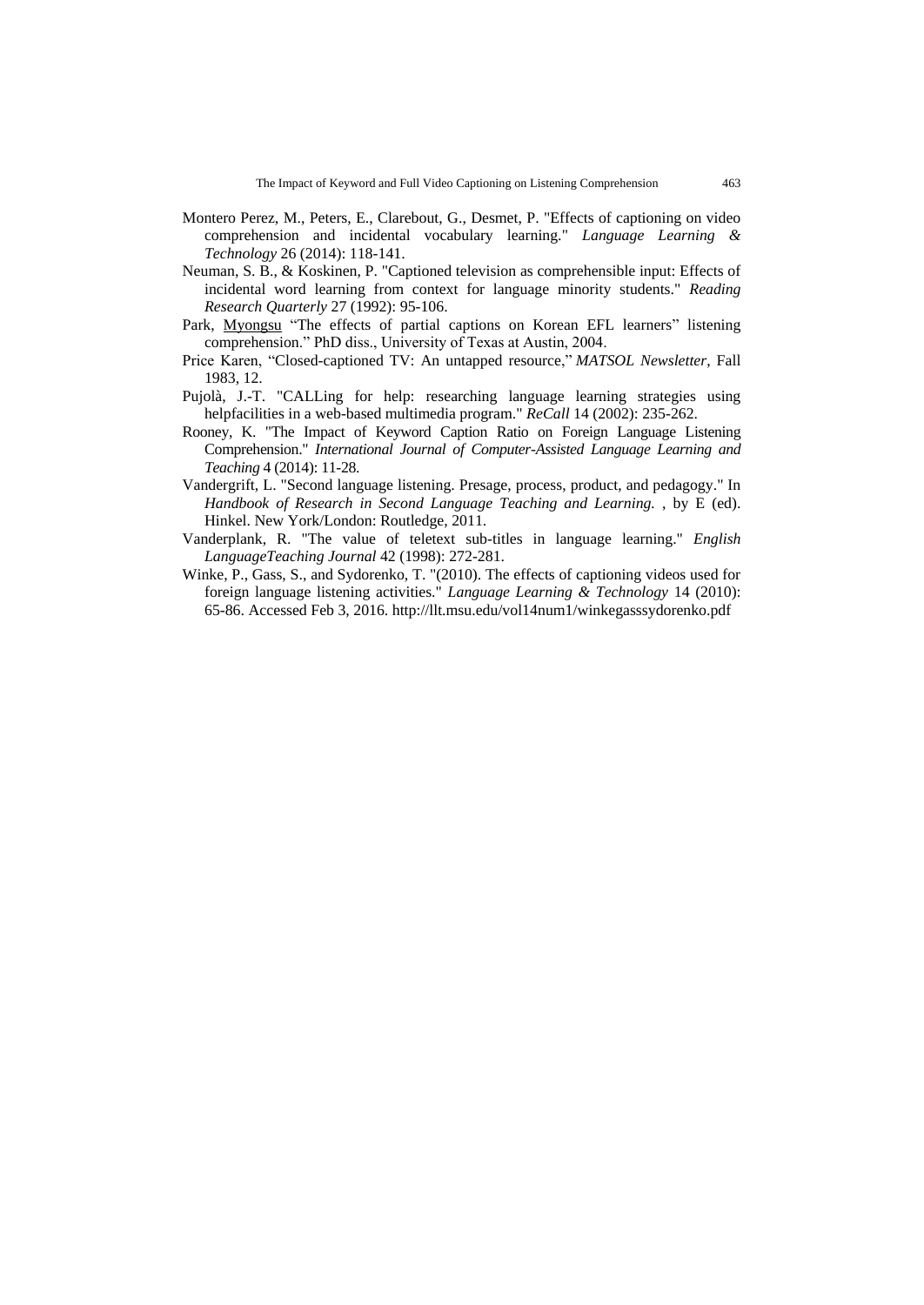Montero Perez, M., Peters, E., Clarebout, G., Desmet, P. "Effects of captioning on video comprehension and incidental vocabulary learning." *Language Learning & Technology* 26 (2014): 118-141.

Neuman, S. B., & Koskinen, P. "Captioned television as comprehensible input: Effects of incidental word learning from context for language minority students." *Reading Research Quarterly* 27 (1992): 95-106.

Park, Myongsu "The effects of partial captions on Korean EFL learners" listening comprehension." PhD diss., University of Texas at Austin, 2004.

Price Karen, "Closed-captioned TV: An untapped resource," *MATSOL Newsletter*, Fall 1983, 12.

Pujolà, J.-T. "CALLing for help: researching language learning strategies using helpfacilities in a web-based multimedia program." *ReCall* 14 (2002): 235-262.

Rooney, K. "The Impact of Keyword Caption Ratio on Foreign Language Listening Comprehension." *International Journal of Computer-Assisted Language Learning and Teaching* 4 (2014): 11-28.

Vandergrift, L. "Second language listening. Presage, process, product, and pedagogy." In *Handbook of Research in Second Language Teaching and Learning.* , by E (ed). Hinkel. New York/London: Routledge, 2011.

Vanderplank, R. "The value of teletext sub-titles in language learning." *English LanguageTeaching Journal* 42 (1998): 272-281.

Winke, P., Gass, S., and Sydorenko, T. "(2010). The effects of captioning videos used for foreign language listening activities." *Language Learning & Technology* 14 (2010): 65-86. Accessed Feb 3, 2016. http://llt.msu.edu/vol14num1/winkegasssydorenko.pdf